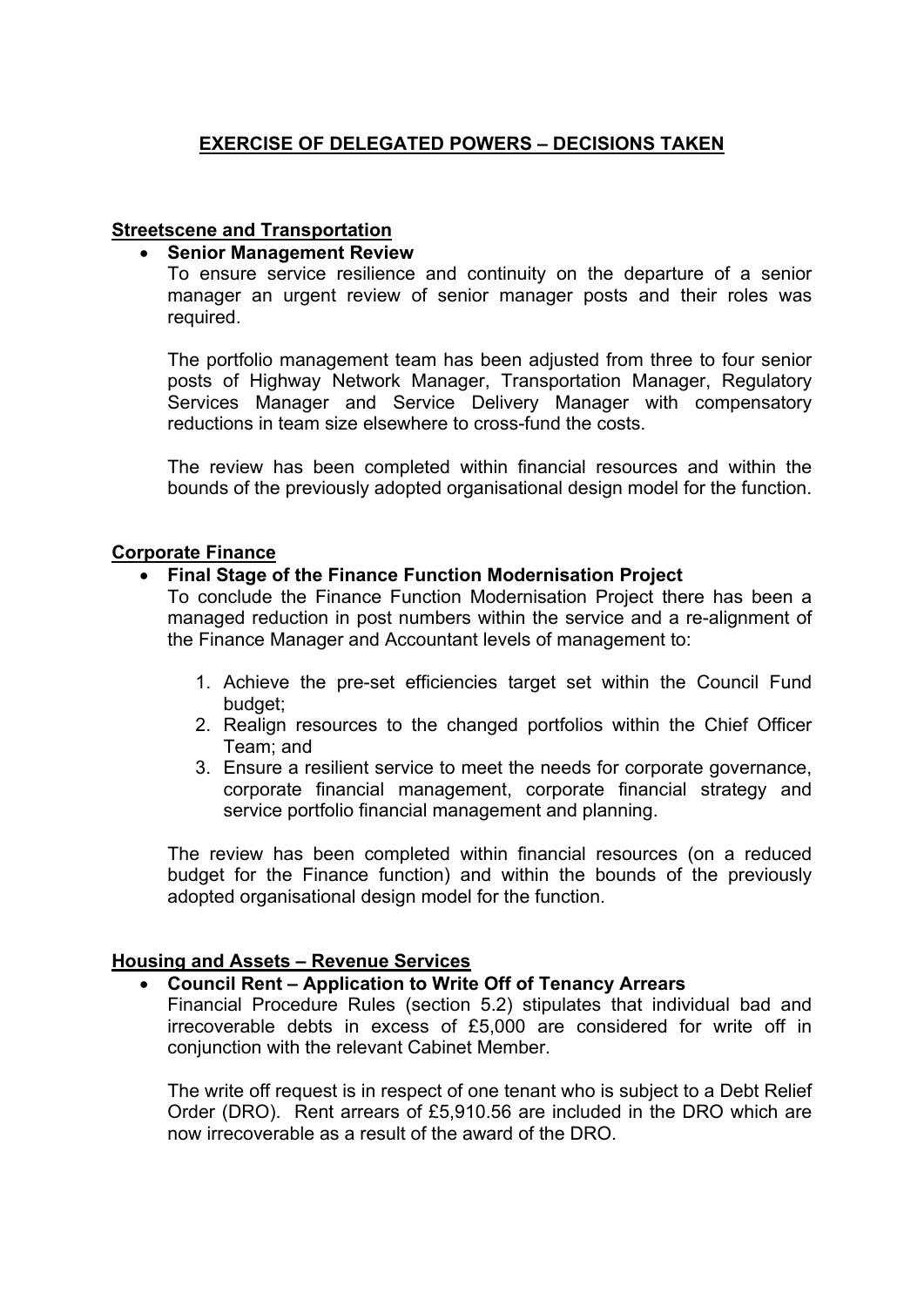# EXERCISE OF DELEGATED POWERS – DECISIONS TAKEN

## Streetscene and Transportation

- **Senior Management Review**

  To ensure service resilience and continuity on the departure of a senior manager an urgent review of senior manager posts and their roles was required.

  The portfolio management team has been adjusted from three to four senior posts of Highway Network Manager, Transportation Manager, Regulatory Services Manager and Service Delivery Manager with compensatory reductions in team size elsewhere to cross-fund the costs.

  The review has been completed within financial resources and within the bounds of the previously adopted organisational design model for the function.

## Corporate Finance

- **Final Stage of the Finance Function Modernisation Project**

  To conclude the Finance Function Modernisation Project there has been a managed reduction in post numbers within the service and a re-alignment of the Finance Manager and Accountant levels of management to:

  1. Achieve the pre-set efficiencies target set within the Council Fund budget;
  2. Realign resources to the changed portfolios within the Chief Officer Team; and
  3. Ensure a resilient service to meet the needs for corporate governance, corporate financial management, corporate financial strategy and service portfolio financial management and planning.

  The review has been completed within financial resources (on a reduced budget for the Finance function) and within the bounds of the previously adopted organisational design model for the function.

## Housing and Assets – Revenue Services

- **Council Rent – Application to Write Off of Tenancy Arrears**

  Financial Procedure Rules (section 5.2) stipulates that individual bad and irrecoverable debts in excess of £5,000 are considered for write off in conjunction with the relevant Cabinet Member.

  The write off request is in respect of one tenant who is subject to a Debt Relief Order (DRO). Rent arrears of £5,910.56 are included in the DRO which are now irrecoverable as a result of the award of the DRO.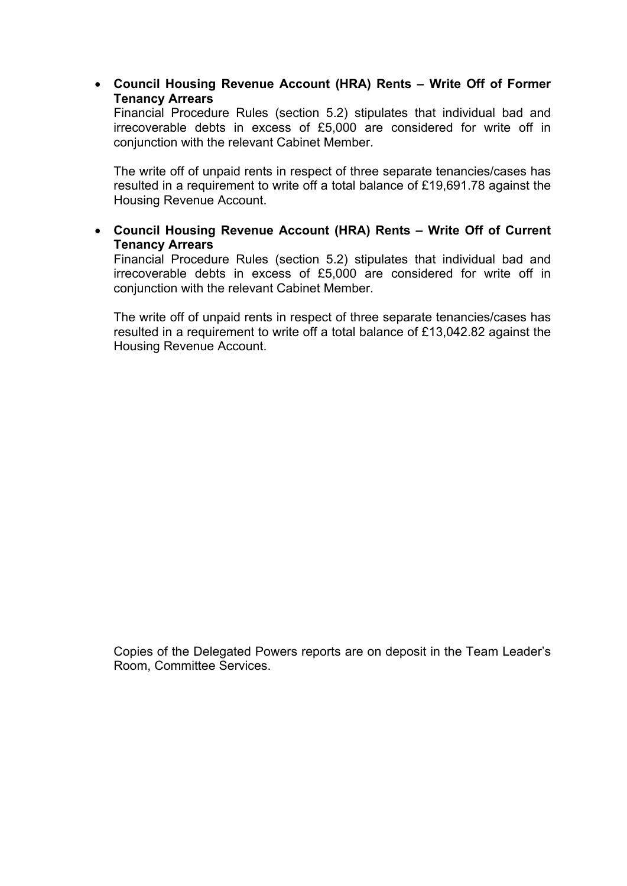- **Council Housing Revenue Account (HRA) Rents – Write Off of Former Tenancy Arrears**
  Financial Procedure Rules (section 5.2) stipulates that individual bad and irrecoverable debts in excess of £5,000 are considered for write off in conjunction with the relevant Cabinet Member.

  The write off of unpaid rents in respect of three separate tenancies/cases has resulted in a requirement to write off a total balance of £19,691.78 against the Housing Revenue Account.

- **Council Housing Revenue Account (HRA) Rents – Write Off of Current Tenancy Arrears**
  Financial Procedure Rules (section 5.2) stipulates that individual bad and irrecoverable debts in excess of £5,000 are considered for write off in conjunction with the relevant Cabinet Member.

  The write off of unpaid rents in respect of three separate tenancies/cases has resulted in a requirement to write off a total balance of £13,042.82 against the Housing Revenue Account.

Copies of the Delegated Powers reports are on deposit in the Team Leader's Room, Committee Services.